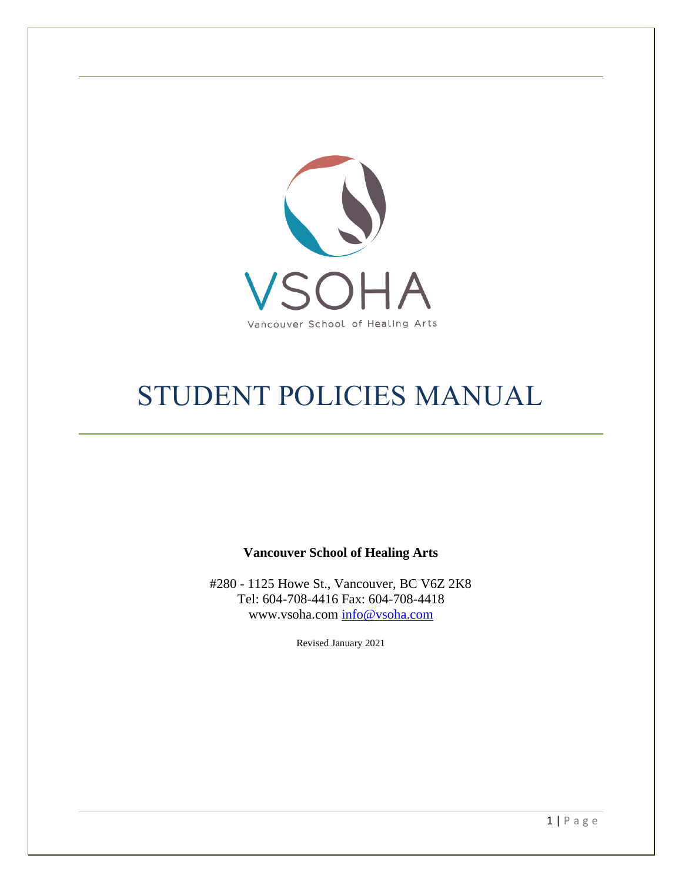VSOHA

Vancouver School of Healing Arts

# STUDENT POLICIES MANUAL

**Vancouver School of Healing Arts**

#280 - 1125 Howe St., Vancouver, BC V6Z 2K8
Tel: 604-708-4416 Fax: 604-708-4418
www.vsoha.com info@vsoha.com

Revised January 2021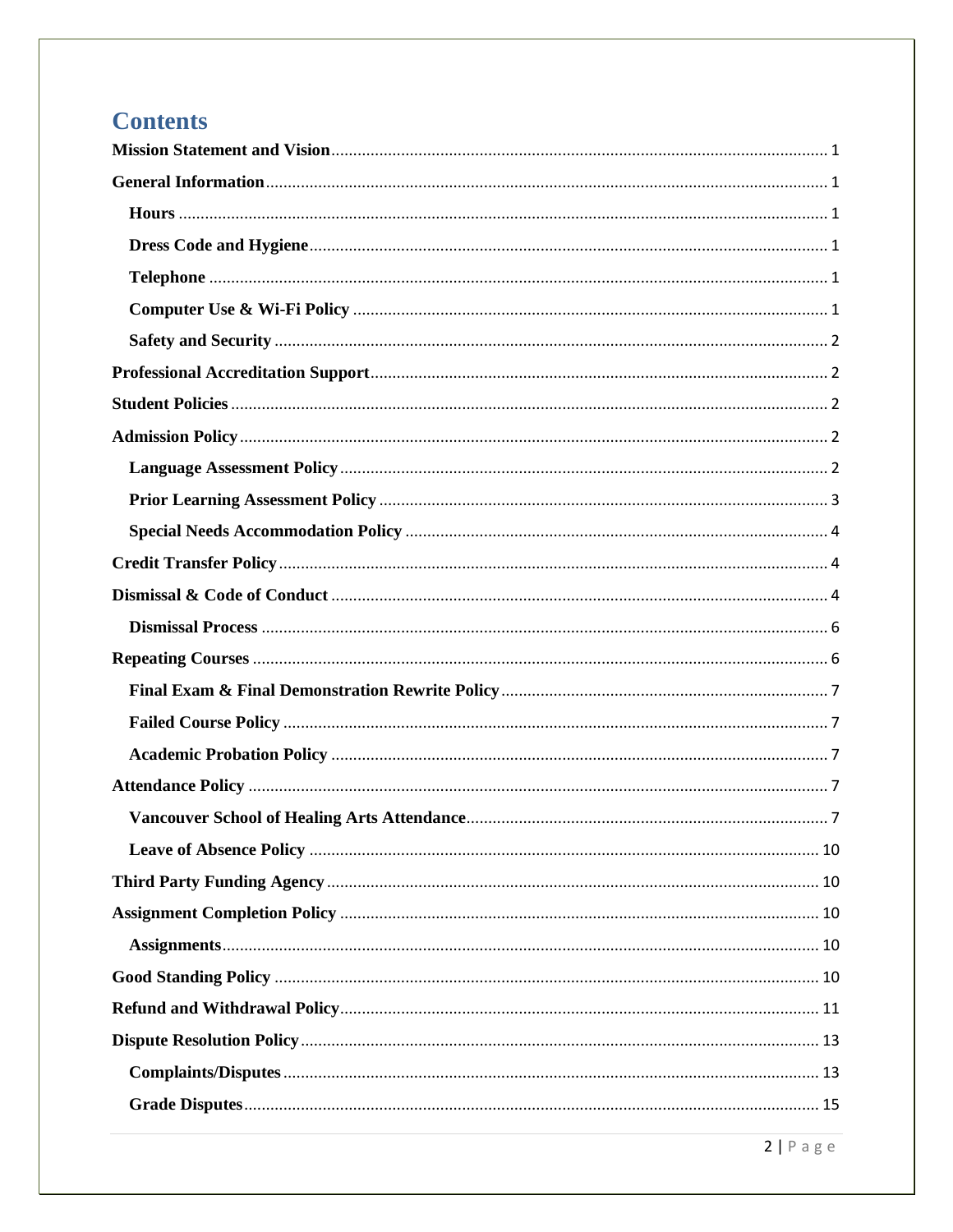# Contents

Mission Statement and Vision ........ 1

General Information ........ 1

- Hours ........ 1
- Dress Code and Hygiene ........ 1
- Telephone ........ 1
- Computer Use & Wi-Fi Policy ........ 1
- Safety and Security ........ 2

Professional Accreditation Support ........ 2

Student Policies ........ 2

Admission Policy ........ 2

- Language Assessment Policy ........ 2
- Prior Learning Assessment Policy ........ 3
- Special Needs Accommodation Policy ........ 4

Credit Transfer Policy ........ 4

Dismissal & Code of Conduct ........ 4

- Dismissal Process ........ 6

Repeating Courses ........ 6

- Final Exam & Final Demonstration Rewrite Policy ........ 7
- Failed Course Policy ........ 7
- Academic Probation Policy ........ 7

Attendance Policy ........ 7

- Vancouver School of Healing Arts Attendance ........ 7
- Leave of Absence Policy ........ 10

Third Party Funding Agency ........ 10

Assignment Completion Policy ........ 10

- Assignments ........ 10

Good Standing Policy ........ 10

Refund and Withdrawal Policy ........ 11

Dispute Resolution Policy ........ 13

- Complaints/Disputes ........ 13
- Grade Disputes ........ 15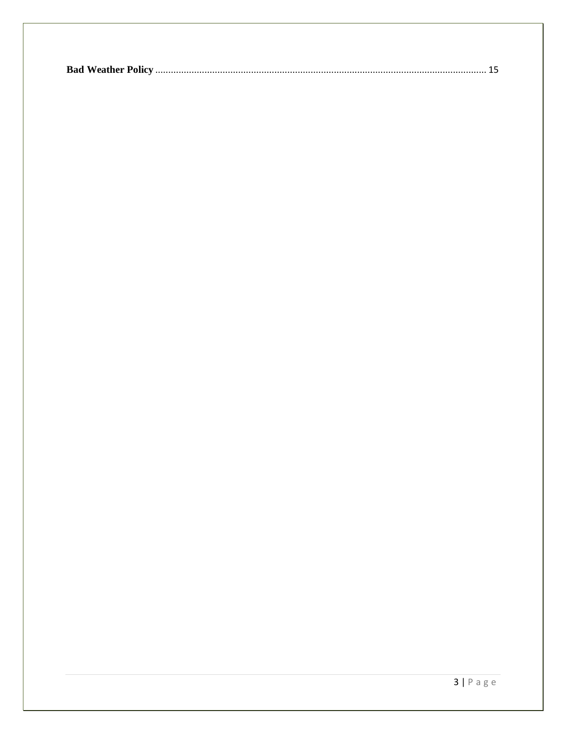**Bad Weather Policy** .......................................................................................................................... 15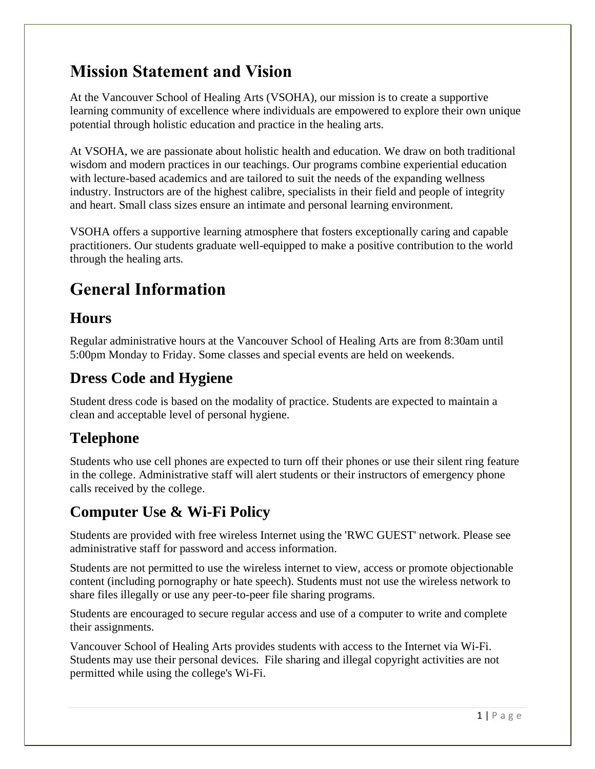# Mission Statement and Vision

At the Vancouver School of Healing Arts (VSOHA), our mission is to create a supportive learning community of excellence where individuals are empowered to explore their own unique potential through holistic education and practice in the healing arts.

At VSOHA, we are passionate about holistic health and education. We draw on both traditional wisdom and modern practices in our teachings. Our programs combine experiential education with lecture-based academics and are tailored to suit the needs of the expanding wellness industry. Instructors are of the highest calibre, specialists in their field and people of integrity and heart. Small class sizes ensure an intimate and personal learning environment.

VSOHA offers a supportive learning atmosphere that fosters exceptionally caring and capable practitioners. Our students graduate well-equipped to make a positive contribution to the world through the healing arts.

# General Information

## Hours

Regular administrative hours at the Vancouver School of Healing Arts are from 8:30am until 5:00pm Monday to Friday. Some classes and special events are held on weekends.

## Dress Code and Hygiene

Student dress code is based on the modality of practice. Students are expected to maintain a clean and acceptable level of personal hygiene.

## Telephone

Students who use cell phones are expected to turn off their phones or use their silent ring feature in the college. Administrative staff will alert students or their instructors of emergency phone calls received by the college.

## Computer Use & Wi-Fi Policy

Students are provided with free wireless Internet using the 'RWC GUEST' network. Please see administrative staff for password and access information.

Students are not permitted to use the wireless internet to view, access or promote objectionable content (including pornography or hate speech). Students must not use the wireless network to share files illegally or use any peer-to-peer file sharing programs.

Students are encouraged to secure regular access and use of a computer to write and complete their assignments.

Vancouver School of Healing Arts provides students with access to the Internet via Wi-Fi. Students may use their personal devices. File sharing and illegal copyright activities are not permitted while using the college's Wi-Fi.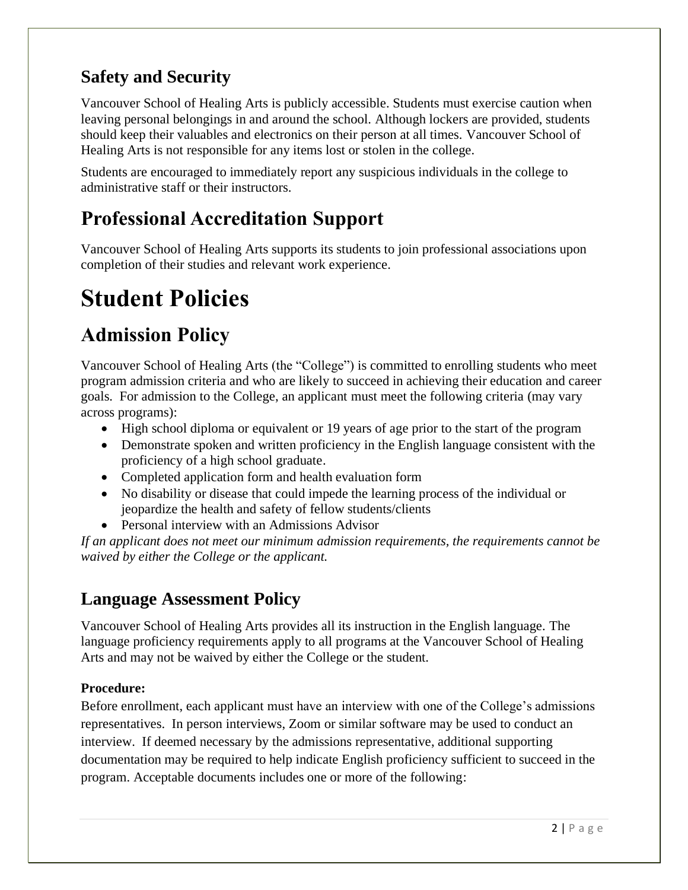## Safety and Security

Vancouver School of Healing Arts is publicly accessible. Students must exercise caution when leaving personal belongings in and around the school. Although lockers are provided, students should keep their valuables and electronics on their person at all times. Vancouver School of Healing Arts is not responsible for any items lost or stolen in the college.

Students are encouraged to immediately report any suspicious individuals in the college to administrative staff or their instructors.

## Professional Accreditation Support

Vancouver School of Healing Arts supports its students to join professional associations upon completion of their studies and relevant work experience.

# Student Policies

## Admission Policy

Vancouver School of Healing Arts (the "College") is committed to enrolling students who meet program admission criteria and who are likely to succeed in achieving their education and career goals. For admission to the College, an applicant must meet the following criteria (may vary across programs):

- High school diploma or equivalent or 19 years of age prior to the start of the program
- Demonstrate spoken and written proficiency in the English language consistent with the proficiency of a high school graduate.
- Completed application form and health evaluation form
- No disability or disease that could impede the learning process of the individual or jeopardize the health and safety of fellow students/clients
- Personal interview with an Admissions Advisor

*If an applicant does not meet our minimum admission requirements, the requirements cannot be waived by either the College or the applicant.*

## Language Assessment Policy

Vancouver School of Healing Arts provides all its instruction in the English language. The language proficiency requirements apply to all programs at the Vancouver School of Healing Arts and may not be waived by either the College or the student.

**Procedure:**

Before enrollment, each applicant must have an interview with one of the College's admissions representatives. In person interviews, Zoom or similar software may be used to conduct an interview. If deemed necessary by the admissions representative, additional supporting documentation may be required to help indicate English proficiency sufficient to succeed in the program. Acceptable documents includes one or more of the following: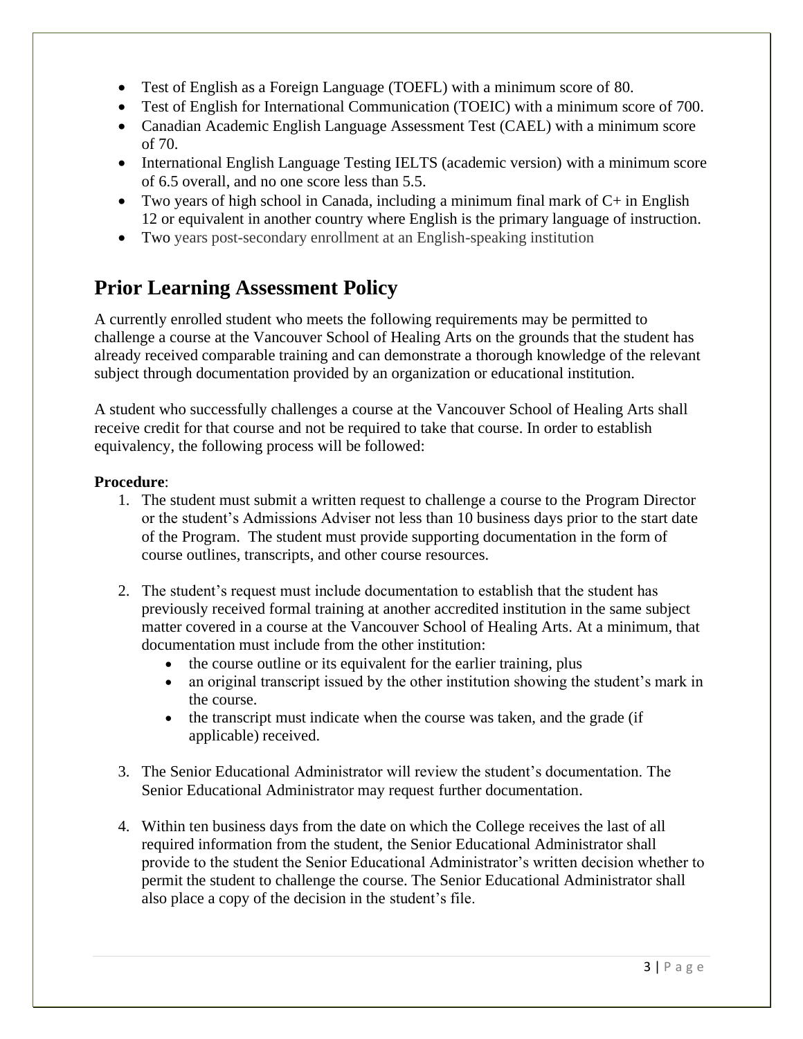- Test of English as a Foreign Language (TOEFL) with a minimum score of 80.
- Test of English for International Communication (TOEIC) with a minimum score of 700.
- Canadian Academic English Language Assessment Test (CAEL) with a minimum score of 70.
- International English Language Testing IELTS (academic version) with a minimum score of 6.5 overall, and no one score less than 5.5.
- Two years of high school in Canada, including a minimum final mark of C+ in English 12 or equivalent in another country where English is the primary language of instruction.
- Two years post-secondary enrollment at an English-speaking institution

## Prior Learning Assessment Policy

A currently enrolled student who meets the following requirements may be permitted to challenge a course at the Vancouver School of Healing Arts on the grounds that the student has already received comparable training and can demonstrate a thorough knowledge of the relevant subject through documentation provided by an organization or educational institution.

A student who successfully challenges a course at the Vancouver School of Healing Arts shall receive credit for that course and not be required to take that course. In order to establish equivalency, the following process will be followed:

**Procedure**:

1. The student must submit a written request to challenge a course to the Program Director or the student's Admissions Adviser not less than 10 business days prior to the start date of the Program. The student must provide supporting documentation in the form of course outlines, transcripts, and other course resources.

2. The student's request must include documentation to establish that the student has previously received formal training at another accredited institution in the same subject matter covered in a course at the Vancouver School of Healing Arts. At a minimum, that documentation must include from the other institution:
   - the course outline or its equivalent for the earlier training, plus
   - an original transcript issued by the other institution showing the student's mark in the course.
   - the transcript must indicate when the course was taken, and the grade (if applicable) received.

3. The Senior Educational Administrator will review the student's documentation. The Senior Educational Administrator may request further documentation.

4. Within ten business days from the date on which the College receives the last of all required information from the student, the Senior Educational Administrator shall provide to the student the Senior Educational Administrator's written decision whether to permit the student to challenge the course. The Senior Educational Administrator shall also place a copy of the decision in the student's file.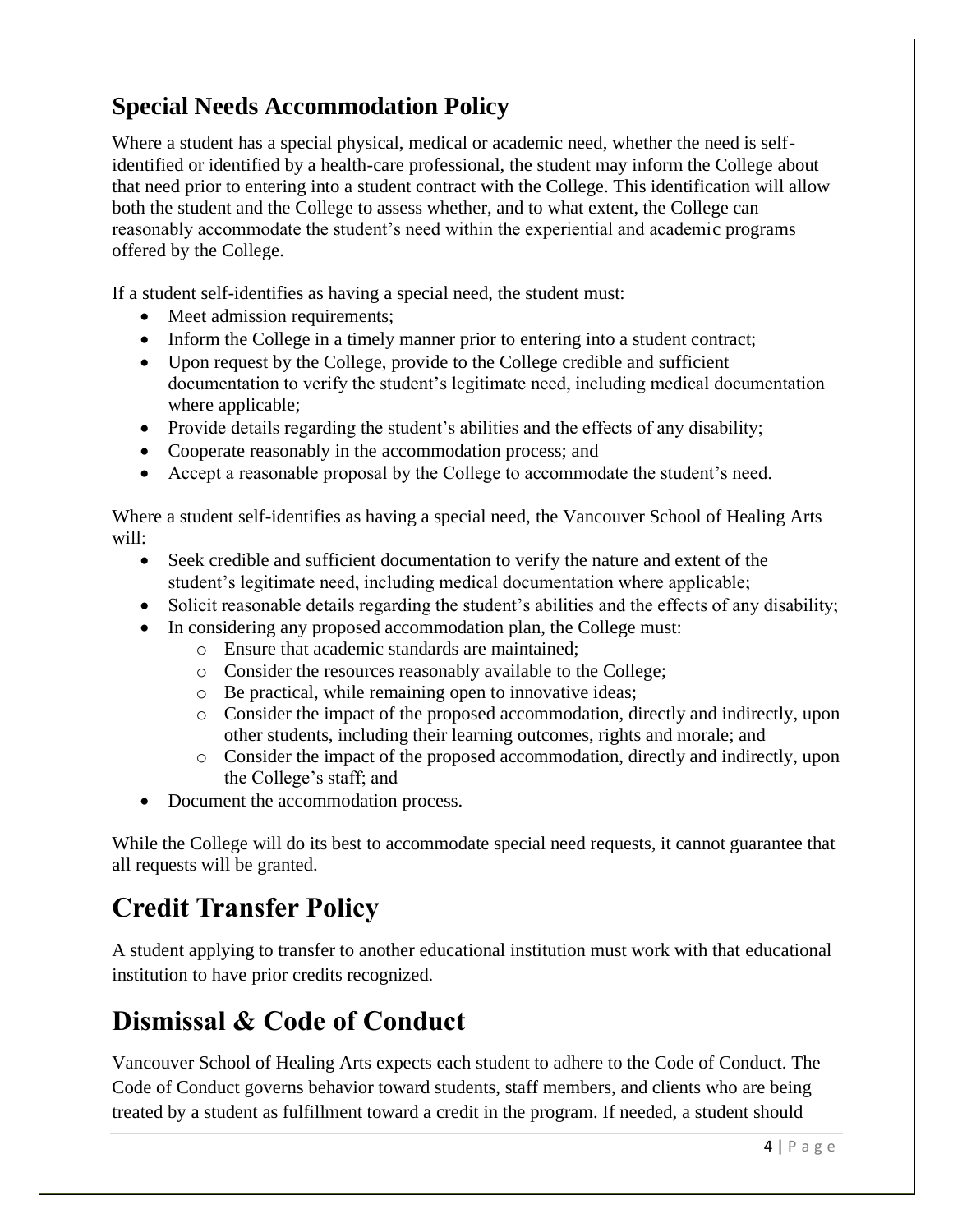## Special Needs Accommodation Policy

Where a student has a special physical, medical or academic need, whether the need is self-identified or identified by a health-care professional, the student may inform the College about that need prior to entering into a student contract with the College. This identification will allow both the student and the College to assess whether, and to what extent, the College can reasonably accommodate the student's need within the experiential and academic programs offered by the College.

If a student self-identifies as having a special need, the student must:

- Meet admission requirements;
- Inform the College in a timely manner prior to entering into a student contract;
- Upon request by the College, provide to the College credible and sufficient documentation to verify the student's legitimate need, including medical documentation where applicable;
- Provide details regarding the student's abilities and the effects of any disability;
- Cooperate reasonably in the accommodation process; and
- Accept a reasonable proposal by the College to accommodate the student's need.

Where a student self-identifies as having a special need, the Vancouver School of Healing Arts will:

- Seek credible and sufficient documentation to verify the nature and extent of the student's legitimate need, including medical documentation where applicable;
- Solicit reasonable details regarding the student's abilities and the effects of any disability;
- In considering any proposed accommodation plan, the College must:
  - Ensure that academic standards are maintained;
  - Consider the resources reasonably available to the College;
  - Be practical, while remaining open to innovative ideas;
  - Consider the impact of the proposed accommodation, directly and indirectly, upon other students, including their learning outcomes, rights and morale; and
  - Consider the impact of the proposed accommodation, directly and indirectly, upon the College's staff; and
- Document the accommodation process.

While the College will do its best to accommodate special need requests, it cannot guarantee that all requests will be granted.

# Credit Transfer Policy

A student applying to transfer to another educational institution must work with that educational institution to have prior credits recognized.

# Dismissal & Code of Conduct

Vancouver School of Healing Arts expects each student to adhere to the Code of Conduct. The Code of Conduct governs behavior toward students, staff members, and clients who are being treated by a student as fulfillment toward a credit in the program. If needed, a student should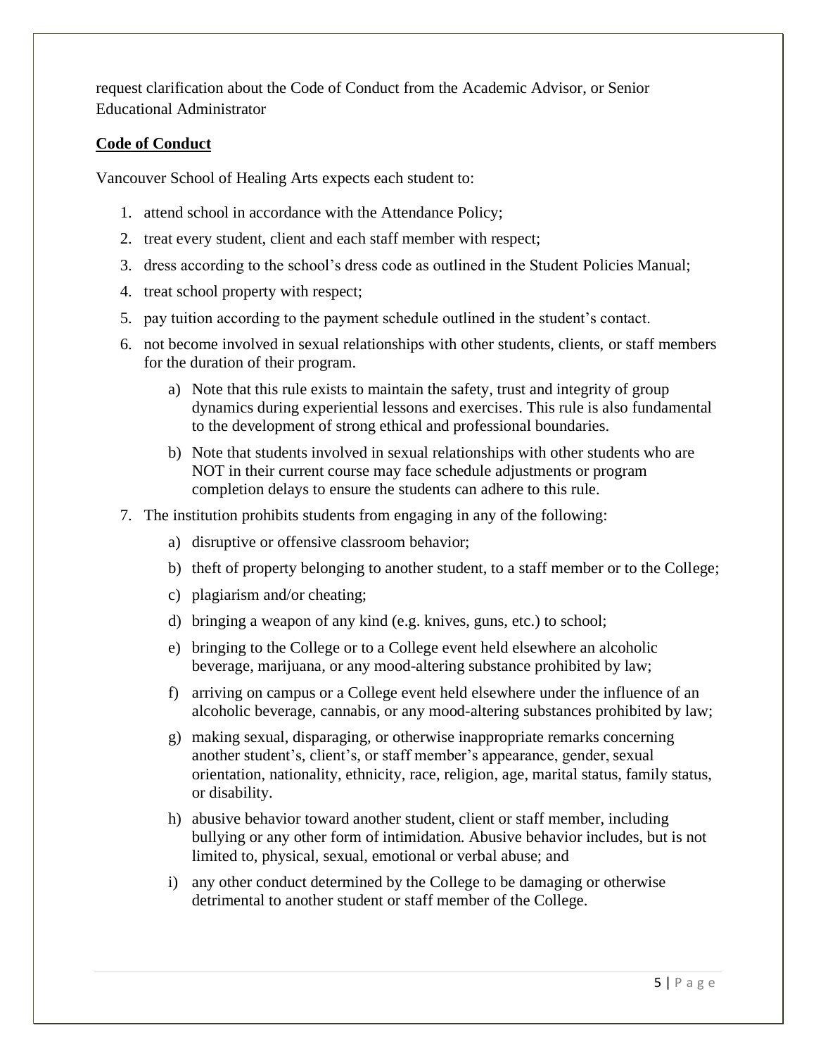request clarification about the Code of Conduct from the Academic Advisor, or Senior Educational Administrator

**Code of Conduct**

Vancouver School of Healing Arts expects each student to:

1. attend school in accordance with the Attendance Policy;
2. treat every student, client and each staff member with respect;
3. dress according to the school's dress code as outlined in the Student Policies Manual;
4. treat school property with respect;
5. pay tuition according to the payment schedule outlined in the student's contact.
6. not become involved in sexual relationships with other students, clients, or staff members for the duration of their program.
   a) Note that this rule exists to maintain the safety, trust and integrity of group dynamics during experiential lessons and exercises. This rule is also fundamental to the development of strong ethical and professional boundaries.
   b) Note that students involved in sexual relationships with other students who are NOT in their current course may face schedule adjustments or program completion delays to ensure the students can adhere to this rule.
7. The institution prohibits students from engaging in any of the following:
   a) disruptive or offensive classroom behavior;
   b) theft of property belonging to another student, to a staff member or to the College;
   c) plagiarism and/or cheating;
   d) bringing a weapon of any kind (e.g. knives, guns, etc.) to school;
   e) bringing to the College or to a College event held elsewhere an alcoholic beverage, marijuana, or any mood-altering substance prohibited by law;
   f) arriving on campus or a College event held elsewhere under the influence of an alcoholic beverage, cannabis, or any mood-altering substances prohibited by law;
   g) making sexual, disparaging, or otherwise inappropriate remarks concerning another student's, client's, or staff member's appearance, gender, sexual orientation, nationality, ethnicity, race, religion, age, marital status, family status, or disability.
   h) abusive behavior toward another student, client or staff member, including bullying or any other form of intimidation. Abusive behavior includes, but is not limited to, physical, sexual, emotional or verbal abuse; and
   i) any other conduct determined by the College to be damaging or otherwise detrimental to another student or staff member of the College.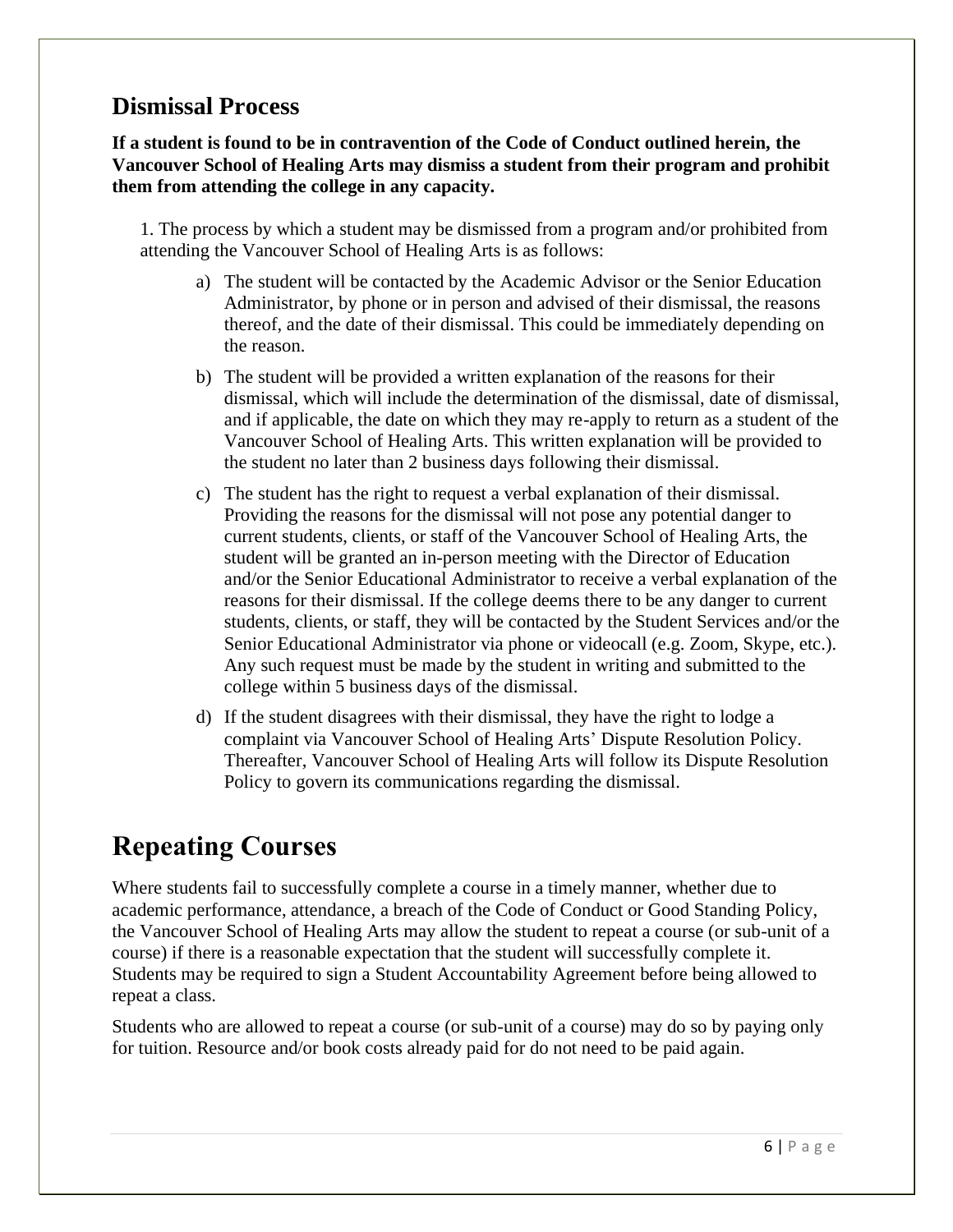## Dismissal Process

**If a student is found to be in contravention of the Code of Conduct outlined herein, the Vancouver School of Healing Arts may dismiss a student from their program and prohibit them from attending the college in any capacity.**

1. The process by which a student may be dismissed from a program and/or prohibited from attending the Vancouver School of Healing Arts is as follows:

   a) The student will be contacted by the Academic Advisor or the Senior Education Administrator, by phone or in person and advised of their dismissal, the reasons thereof, and the date of their dismissal. This could be immediately depending on the reason.

   b) The student will be provided a written explanation of the reasons for their dismissal, which will include the determination of the dismissal, date of dismissal, and if applicable, the date on which they may re-apply to return as a student of the Vancouver School of Healing Arts. This written explanation will be provided to the student no later than 2 business days following their dismissal.

   c) The student has the right to request a verbal explanation of their dismissal. Providing the reasons for the dismissal will not pose any potential danger to current students, clients, or staff of the Vancouver School of Healing Arts, the student will be granted an in-person meeting with the Director of Education and/or the Senior Educational Administrator to receive a verbal explanation of the reasons for their dismissal. If the college deems there to be any danger to current students, clients, or staff, they will be contacted by the Student Services and/or the Senior Educational Administrator via phone or videocall (e.g. Zoom, Skype, etc.). Any such request must be made by the student in writing and submitted to the college within 5 business days of the dismissal.

   d) If the student disagrees with their dismissal, they have the right to lodge a complaint via Vancouver School of Healing Arts' Dispute Resolution Policy. Thereafter, Vancouver School of Healing Arts will follow its Dispute Resolution Policy to govern its communications regarding the dismissal.

# Repeating Courses

Where students fail to successfully complete a course in a timely manner, whether due to academic performance, attendance, a breach of the Code of Conduct or Good Standing Policy, the Vancouver School of Healing Arts may allow the student to repeat a course (or sub-unit of a course) if there is a reasonable expectation that the student will successfully complete it. Students may be required to sign a Student Accountability Agreement before being allowed to repeat a class.

Students who are allowed to repeat a course (or sub-unit of a course) may do so by paying only for tuition. Resource and/or book costs already paid for do not need to be paid again.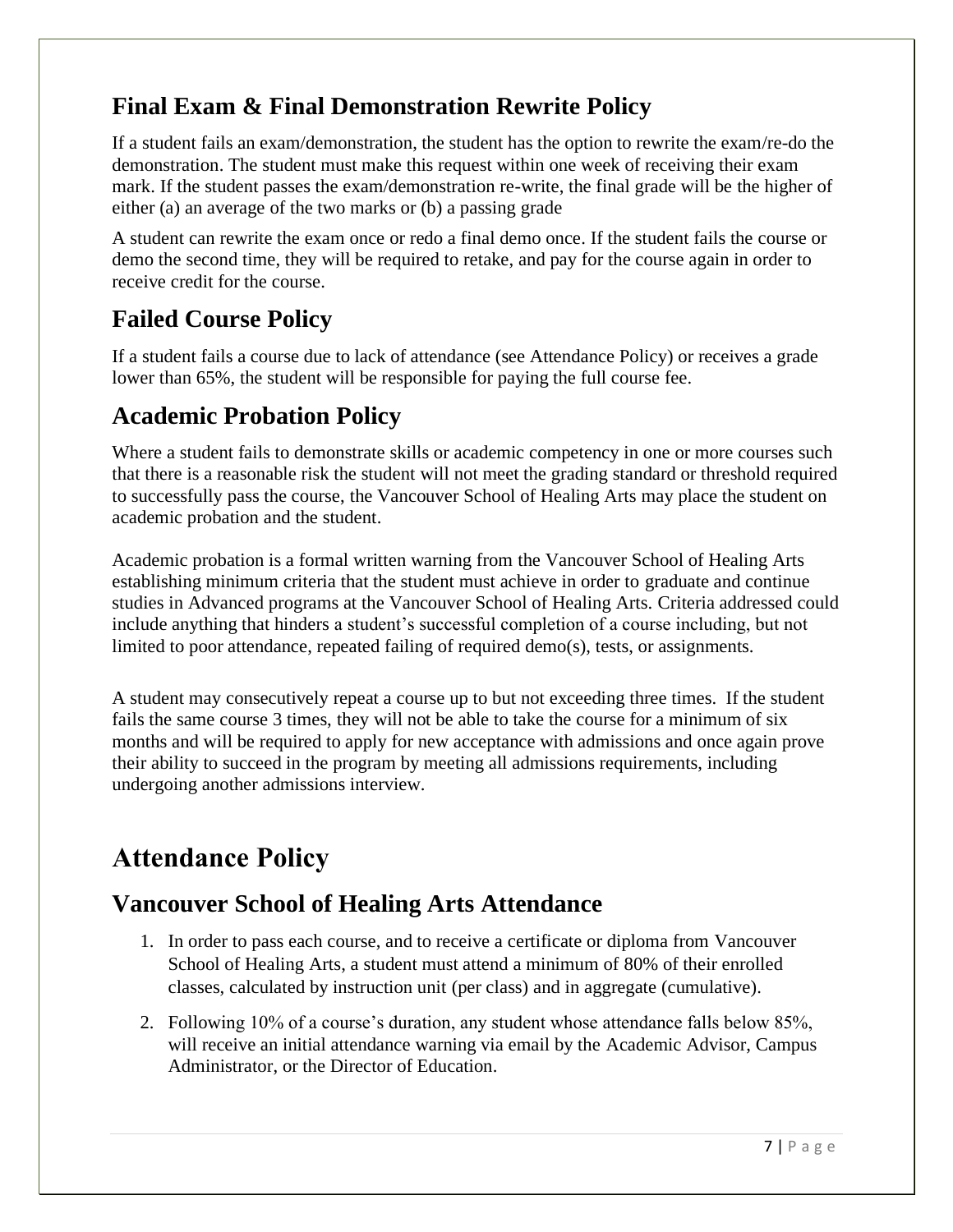## Final Exam & Final Demonstration Rewrite Policy

If a student fails an exam/demonstration, the student has the option to rewrite the exam/re-do the demonstration. The student must make this request within one week of receiving their exam mark. If the student passes the exam/demonstration re-write, the final grade will be the higher of either (a) an average of the two marks or (b) a passing grade

A student can rewrite the exam once or redo a final demo once. If the student fails the course or demo the second time, they will be required to retake, and pay for the course again in order to receive credit for the course.

## Failed Course Policy

If a student fails a course due to lack of attendance (see Attendance Policy) or receives a grade lower than 65%, the student will be responsible for paying the full course fee.

## Academic Probation Policy

Where a student fails to demonstrate skills or academic competency in one or more courses such that there is a reasonable risk the student will not meet the grading standard or threshold required to successfully pass the course, the Vancouver School of Healing Arts may place the student on academic probation and the student.

Academic probation is a formal written warning from the Vancouver School of Healing Arts establishing minimum criteria that the student must achieve in order to graduate and continue studies in Advanced programs at the Vancouver School of Healing Arts. Criteria addressed could include anything that hinders a student's successful completion of a course including, but not limited to poor attendance, repeated failing of required demo(s), tests, or assignments.

A student may consecutively repeat a course up to but not exceeding three times. If the student fails the same course 3 times, they will not be able to take the course for a minimum of six months and will be required to apply for new acceptance with admissions and once again prove their ability to succeed in the program by meeting all admissions requirements, including undergoing another admissions interview.

# Attendance Policy

## Vancouver School of Healing Arts Attendance

1. In order to pass each course, and to receive a certificate or diploma from Vancouver School of Healing Arts, a student must attend a minimum of 80% of their enrolled classes, calculated by instruction unit (per class) and in aggregate (cumulative).
2. Following 10% of a course's duration, any student whose attendance falls below 85%, will receive an initial attendance warning via email by the Academic Advisor, Campus Administrator, or the Director of Education.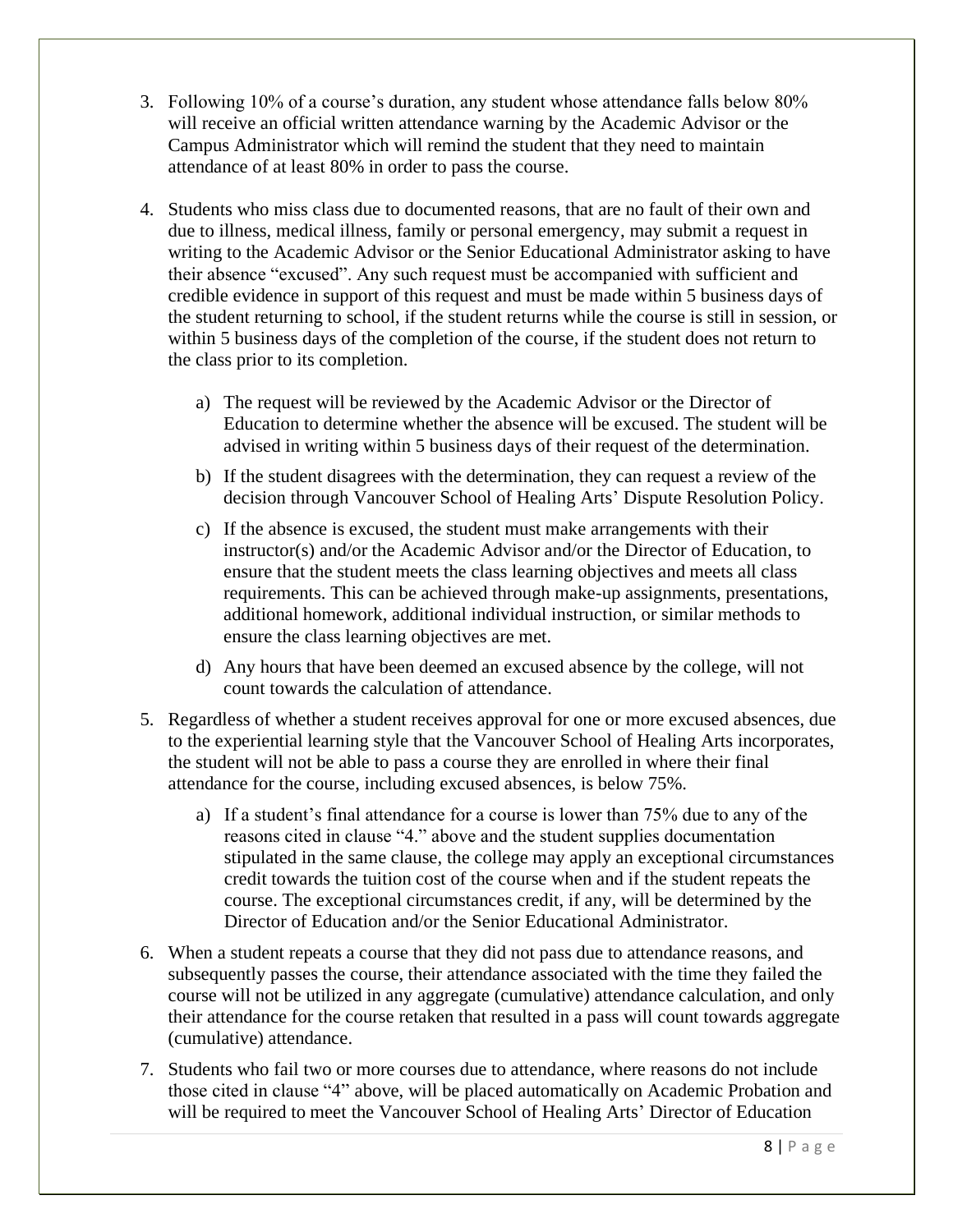3. Following 10% of a course's duration, any student whose attendance falls below 80% will receive an official written attendance warning by the Academic Advisor or the Campus Administrator which will remind the student that they need to maintain attendance of at least 80% in order to pass the course.

4. Students who miss class due to documented reasons, that are no fault of their own and due to illness, medical illness, family or personal emergency, may submit a request in writing to the Academic Advisor or the Senior Educational Administrator asking to have their absence "excused". Any such request must be accompanied with sufficient and credible evidence in support of this request and must be made within 5 business days of the student returning to school, if the student returns while the course is still in session, or within 5 business days of the completion of the course, if the student does not return to the class prior to its completion.

   a) The request will be reviewed by the Academic Advisor or the Director of Education to determine whether the absence will be excused. The student will be advised in writing within 5 business days of their request of the determination.

   b) If the student disagrees with the determination, they can request a review of the decision through Vancouver School of Healing Arts' Dispute Resolution Policy.

   c) If the absence is excused, the student must make arrangements with their instructor(s) and/or the Academic Advisor and/or the Director of Education, to ensure that the student meets the class learning objectives and meets all class requirements. This can be achieved through make-up assignments, presentations, additional homework, additional individual instruction, or similar methods to ensure the class learning objectives are met.

   d) Any hours that have been deemed an excused absence by the college, will not count towards the calculation of attendance.

5. Regardless of whether a student receives approval for one or more excused absences, due to the experiential learning style that the Vancouver School of Healing Arts incorporates, the student will not be able to pass a course they are enrolled in where their final attendance for the course, including excused absences, is below 75%.

   a) If a student's final attendance for a course is lower than 75% due to any of the reasons cited in clause "4." above and the student supplies documentation stipulated in the same clause, the college may apply an exceptional circumstances credit towards the tuition cost of the course when and if the student repeats the course. The exceptional circumstances credit, if any, will be determined by the Director of Education and/or the Senior Educational Administrator.

6. When a student repeats a course that they did not pass due to attendance reasons, and subsequently passes the course, their attendance associated with the time they failed the course will not be utilized in any aggregate (cumulative) attendance calculation, and only their attendance for the course retaken that resulted in a pass will count towards aggregate (cumulative) attendance.

7. Students who fail two or more courses due to attendance, where reasons do not include those cited in clause "4" above, will be placed automatically on Academic Probation and will be required to meet the Vancouver School of Healing Arts' Director of Education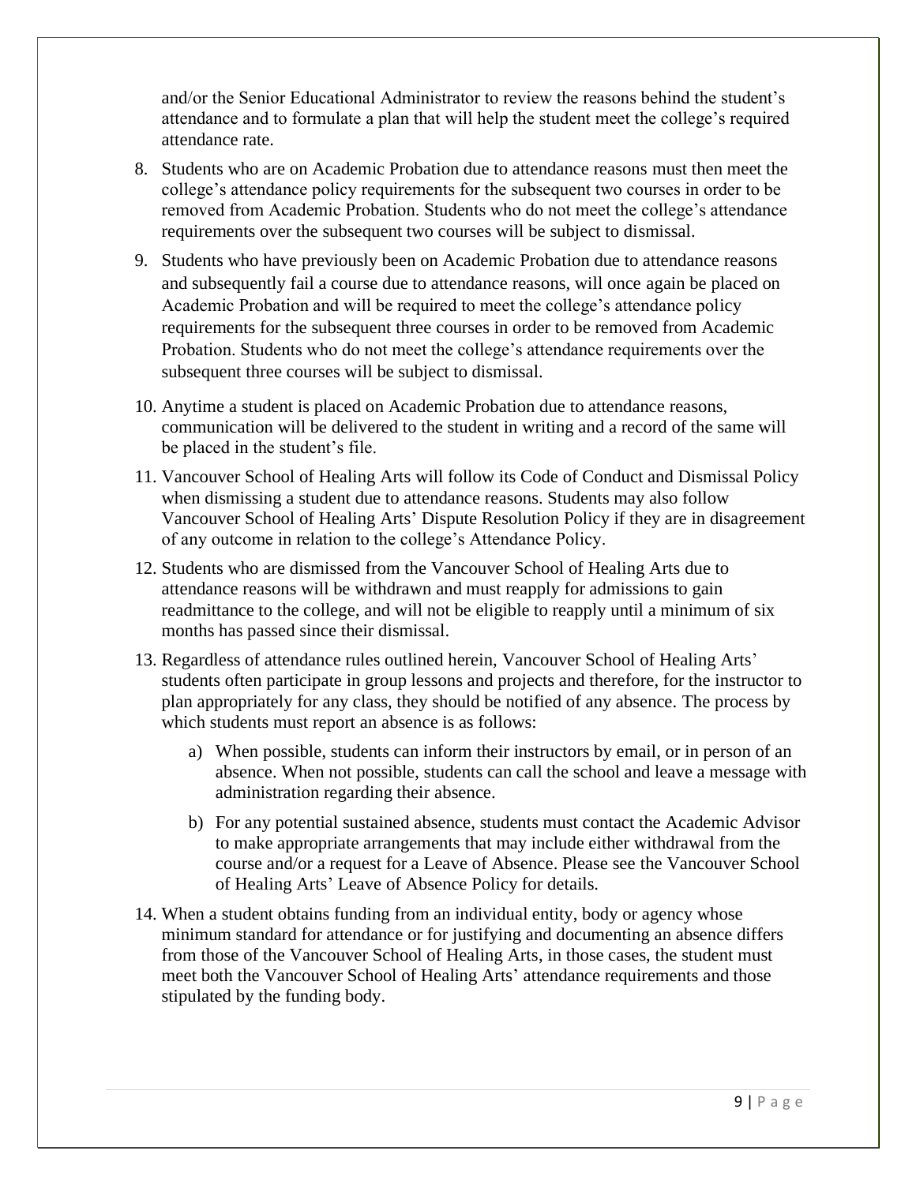and/or the Senior Educational Administrator to review the reasons behind the student's attendance and to formulate a plan that will help the student meet the college's required attendance rate.

8. Students who are on Academic Probation due to attendance reasons must then meet the college's attendance policy requirements for the subsequent two courses in order to be removed from Academic Probation. Students who do not meet the college's attendance requirements over the subsequent two courses will be subject to dismissal.
9. Students who have previously been on Academic Probation due to attendance reasons and subsequently fail a course due to attendance reasons, will once again be placed on Academic Probation and will be required to meet the college's attendance policy requirements for the subsequent three courses in order to be removed from Academic Probation. Students who do not meet the college's attendance requirements over the subsequent three courses will be subject to dismissal.
10. Anytime a student is placed on Academic Probation due to attendance reasons, communication will be delivered to the student in writing and a record of the same will be placed in the student's file.
11. Vancouver School of Healing Arts will follow its Code of Conduct and Dismissal Policy when dismissing a student due to attendance reasons. Students may also follow Vancouver School of Healing Arts' Dispute Resolution Policy if they are in disagreement of any outcome in relation to the college's Attendance Policy.
12. Students who are dismissed from the Vancouver School of Healing Arts due to attendance reasons will be withdrawn and must reapply for admissions to gain readmittance to the college, and will not be eligible to reapply until a minimum of six months has passed since their dismissal.
13. Regardless of attendance rules outlined herein, Vancouver School of Healing Arts' students often participate in group lessons and projects and therefore, for the instructor to plan appropriately for any class, they should be notified of any absence. The process by which students must report an absence is as follows:
    a) When possible, students can inform their instructors by email, or in person of an absence. When not possible, students can call the school and leave a message with administration regarding their absence.
    b) For any potential sustained absence, students must contact the Academic Advisor to make appropriate arrangements that may include either withdrawal from the course and/or a request for a Leave of Absence. Please see the Vancouver School of Healing Arts' Leave of Absence Policy for details.
14. When a student obtains funding from an individual entity, body or agency whose minimum standard for attendance or for justifying and documenting an absence differs from those of the Vancouver School of Healing Arts, in those cases, the student must meet both the Vancouver School of Healing Arts' attendance requirements and those stipulated by the funding body.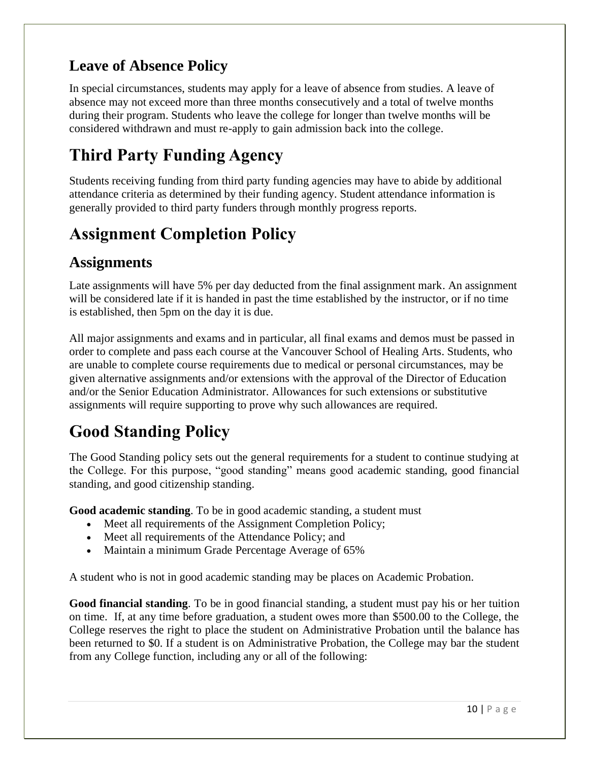## Leave of Absence Policy

In special circumstances, students may apply for a leave of absence from studies. A leave of absence may not exceed more than three months consecutively and a total of twelve months during their program. Students who leave the college for longer than twelve months will be considered withdrawn and must re-apply to gain admission back into the college.

# Third Party Funding Agency

Students receiving funding from third party funding agencies may have to abide by additional attendance criteria as determined by their funding agency. Student attendance information is generally provided to third party funders through monthly progress reports.

# Assignment Completion Policy

## Assignments

Late assignments will have 5% per day deducted from the final assignment mark. An assignment will be considered late if it is handed in past the time established by the instructor, or if no time is established, then 5pm on the day it is due.

All major assignments and exams and in particular, all final exams and demos must be passed in order to complete and pass each course at the Vancouver School of Healing Arts. Students, who are unable to complete course requirements due to medical or personal circumstances, may be given alternative assignments and/or extensions with the approval of the Director of Education and/or the Senior Education Administrator. Allowances for such extensions or substitutive assignments will require supporting to prove why such allowances are required.

# Good Standing Policy

The Good Standing policy sets out the general requirements for a student to continue studying at the College. For this purpose, "good standing" means good academic standing, good financial standing, and good citizenship standing.

**Good academic standing**. To be in good academic standing, a student must

- Meet all requirements of the Assignment Completion Policy;
- Meet all requirements of the Attendance Policy; and
- Maintain a minimum Grade Percentage Average of 65%

A student who is not in good academic standing may be places on Academic Probation.

**Good financial standing**. To be in good financial standing, a student must pay his or her tuition on time. If, at any time before graduation, a student owes more than $500.00 to the College, the College reserves the right to place the student on Administrative Probation until the balance has been returned to $0. If a student is on Administrative Probation, the College may bar the student from any College function, including any or all of the following: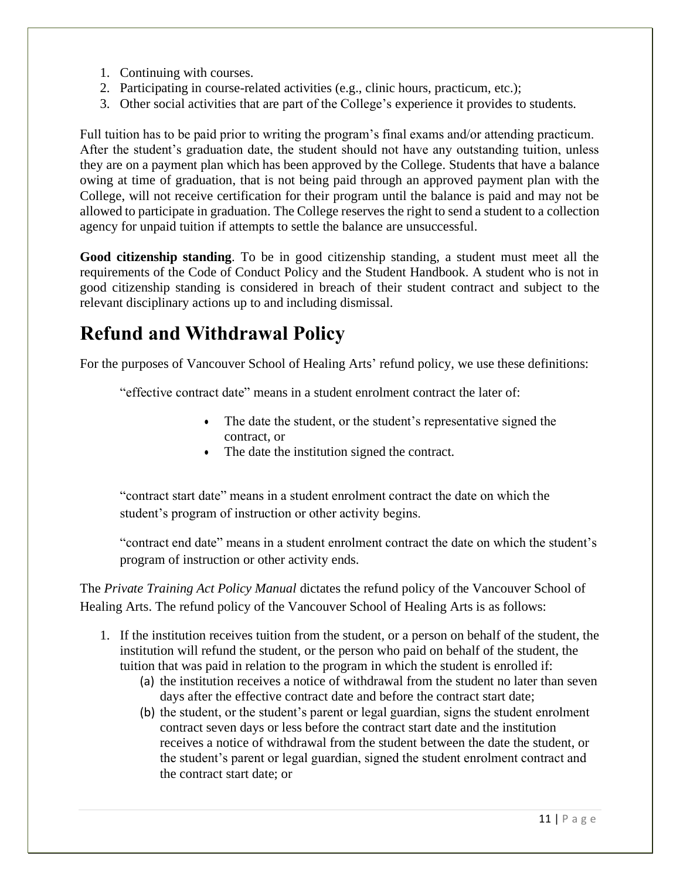1. Continuing with courses.
2. Participating in course-related activities (e.g., clinic hours, practicum, etc.);
3. Other social activities that are part of the College's experience it provides to students.

Full tuition has to be paid prior to writing the program's final exams and/or attending practicum. After the student's graduation date, the student should not have any outstanding tuition, unless they are on a payment plan which has been approved by the College. Students that have a balance owing at time of graduation, that is not being paid through an approved payment plan with the College, will not receive certification for their program until the balance is paid and may not be allowed to participate in graduation. The College reserves the right to send a student to a collection agency for unpaid tuition if attempts to settle the balance are unsuccessful.

**Good citizenship standing**. To be in good citizenship standing, a student must meet all the requirements of the Code of Conduct Policy and the Student Handbook. A student who is not in good citizenship standing is considered in breach of their student contract and subject to the relevant disciplinary actions up to and including dismissal.

# Refund and Withdrawal Policy

For the purposes of Vancouver School of Healing Arts' refund policy, we use these definitions:

"effective contract date" means in a student enrolment contract the later of:

- The date the student, or the student's representative signed the contract, or
- The date the institution signed the contract.

"contract start date" means in a student enrolment contract the date on which the student's program of instruction or other activity begins.

"contract end date" means in a student enrolment contract the date on which the student's program of instruction or other activity ends.

The *Private Training Act Policy Manual* dictates the refund policy of the Vancouver School of Healing Arts. The refund policy of the Vancouver School of Healing Arts is as follows:

1. If the institution receives tuition from the student, or a person on behalf of the student, the institution will refund the student, or the person who paid on behalf of the student, the tuition that was paid in relation to the program in which the student is enrolled if:
   (a) the institution receives a notice of withdrawal from the student no later than seven days after the effective contract date and before the contract start date;
   (b) the student, or the student's parent or legal guardian, signs the student enrolment contract seven days or less before the contract start date and the institution receives a notice of withdrawal from the student between the date the student, or the student's parent or legal guardian, signed the student enrolment contract and the contract start date; or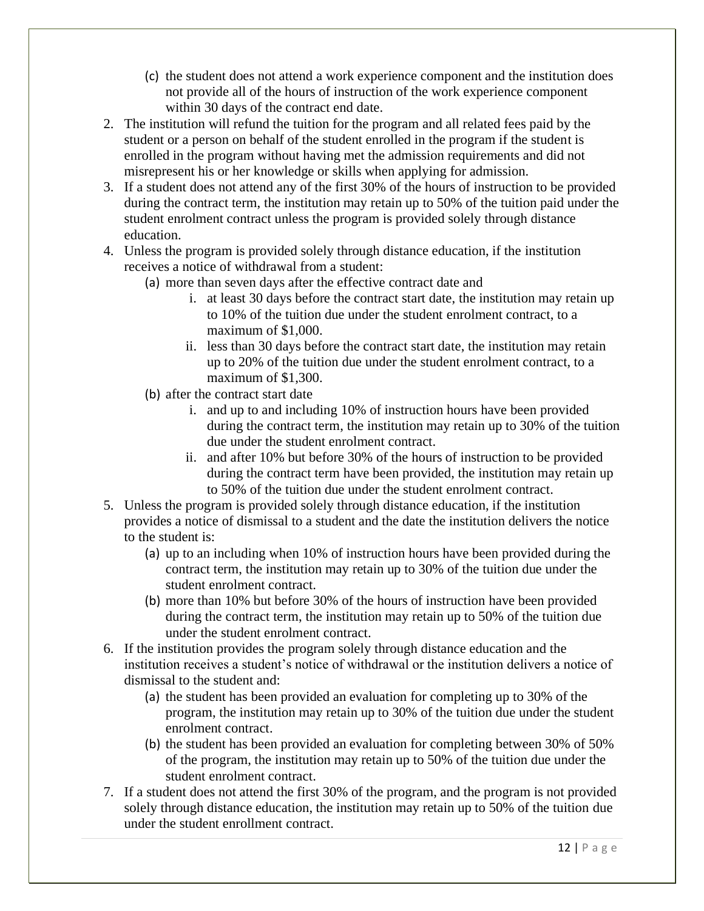(c) the student does not attend a work experience component and the institution does not provide all of the hours of instruction of the work experience component within 30 days of the contract end date.

2. The institution will refund the tuition for the program and all related fees paid by the student or a person on behalf of the student enrolled in the program if the student is enrolled in the program without having met the admission requirements and did not misrepresent his or her knowledge or skills when applying for admission.
3. If a student does not attend any of the first 30% of the hours of instruction to be provided during the contract term, the institution may retain up to 50% of the tuition paid under the student enrolment contract unless the program is provided solely through distance education.
4. Unless the program is provided solely through distance education, if the institution receives a notice of withdrawal from a student:
   (a) more than seven days after the effective contract date and
      i. at least 30 days before the contract start date, the institution may retain up to 10% of the tuition due under the student enrolment contract, to a maximum of $1,000.
      ii. less than 30 days before the contract start date, the institution may retain up to 20% of the tuition due under the student enrolment contract, to a maximum of $1,300.

   (b) after the contract start date
      i. and up to and including 10% of instruction hours have been provided during the contract term, the institution may retain up to 30% of the tuition due under the student enrolment contract.
      ii. and after 10% but before 30% of the hours of instruction to be provided during the contract term have been provided, the institution may retain up to 50% of the tuition due under the student enrolment contract.
5. Unless the program is provided solely through distance education, if the institution provides a notice of dismissal to a student and the date the institution delivers the notice to the student is:
   (a) up to an including when 10% of instruction hours have been provided during the contract term, the institution may retain up to 30% of the tuition due under the student enrolment contract.
   (b) more than 10% but before 30% of the hours of instruction have been provided during the contract term, the institution may retain up to 50% of the tuition due under the student enrolment contract.
6. If the institution provides the program solely through distance education and the institution receives a student's notice of withdrawal or the institution delivers a notice of dismissal to the student and:
   (a) the student has been provided an evaluation for completing up to 30% of the program, the institution may retain up to 30% of the tuition due under the student enrolment contract.
   (b) the student has been provided an evaluation for completing between 30% of 50% of the program, the institution may retain up to 50% of the tuition due under the student enrolment contract.
7. If a student does not attend the first 30% of the program, and the program is not provided solely through distance education, the institution may retain up to 50% of the tuition due under the student enrollment contract.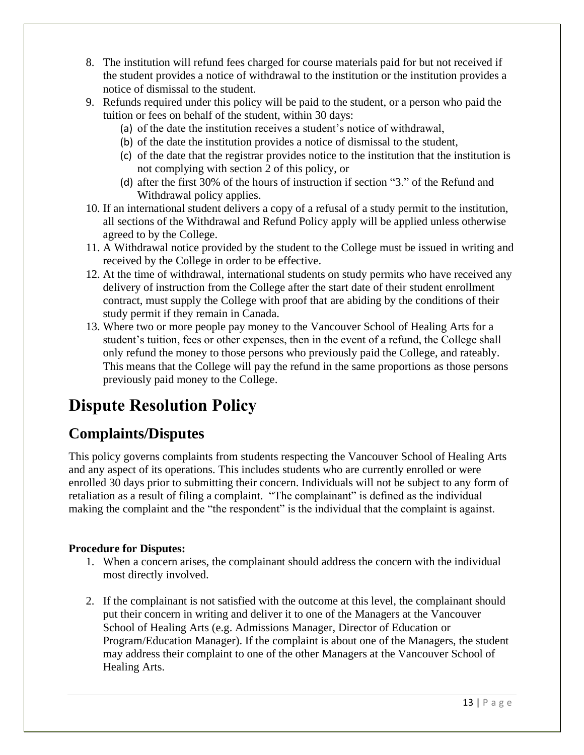8. The institution will refund fees charged for course materials paid for but not received if the student provides a notice of withdrawal to the institution or the institution provides a notice of dismissal to the student.
9. Refunds required under this policy will be paid to the student, or a person who paid the tuition or fees on behalf of the student, within 30 days:
   (a) of the date the institution receives a student's notice of withdrawal,
   (b) of the date the institution provides a notice of dismissal to the student,
   (c) of the date that the registrar provides notice to the institution that the institution is not complying with section 2 of this policy, or
   (d) after the first 30% of the hours of instruction if section "3." of the Refund and Withdrawal policy applies.
10. If an international student delivers a copy of a refusal of a study permit to the institution, all sections of the Withdrawal and Refund Policy apply will be applied unless otherwise agreed to by the College.
11. A Withdrawal notice provided by the student to the College must be issued in writing and received by the College in order to be effective.
12. At the time of withdrawal, international students on study permits who have received any delivery of instruction from the College after the start date of their student enrollment contract, must supply the College with proof that are abiding by the conditions of their study permit if they remain in Canada.
13. Where two or more people pay money to the Vancouver School of Healing Arts for a student's tuition, fees or other expenses, then in the event of a refund, the College shall only refund the money to those persons who previously paid the College, and rateably. This means that the College will pay the refund in the same proportions as those persons previously paid money to the College.

# Dispute Resolution Policy

## Complaints/Disputes

This policy governs complaints from students respecting the Vancouver School of Healing Arts and any aspect of its operations. This includes students who are currently enrolled or were enrolled 30 days prior to submitting their concern. Individuals will not be subject to any form of retaliation as a result of filing a complaint. "The complainant" is defined as the individual making the complaint and the "the respondent" is the individual that the complaint is against.

**Procedure for Disputes:**

1. When a concern arises, the complainant should address the concern with the individual most directly involved.

2. If the complainant is not satisfied with the outcome at this level, the complainant should put their concern in writing and deliver it to one of the Managers at the Vancouver School of Healing Arts (e.g. Admissions Manager, Director of Education or Program/Education Manager). If the complaint is about one of the Managers, the student may address their complaint to one of the other Managers at the Vancouver School of Healing Arts.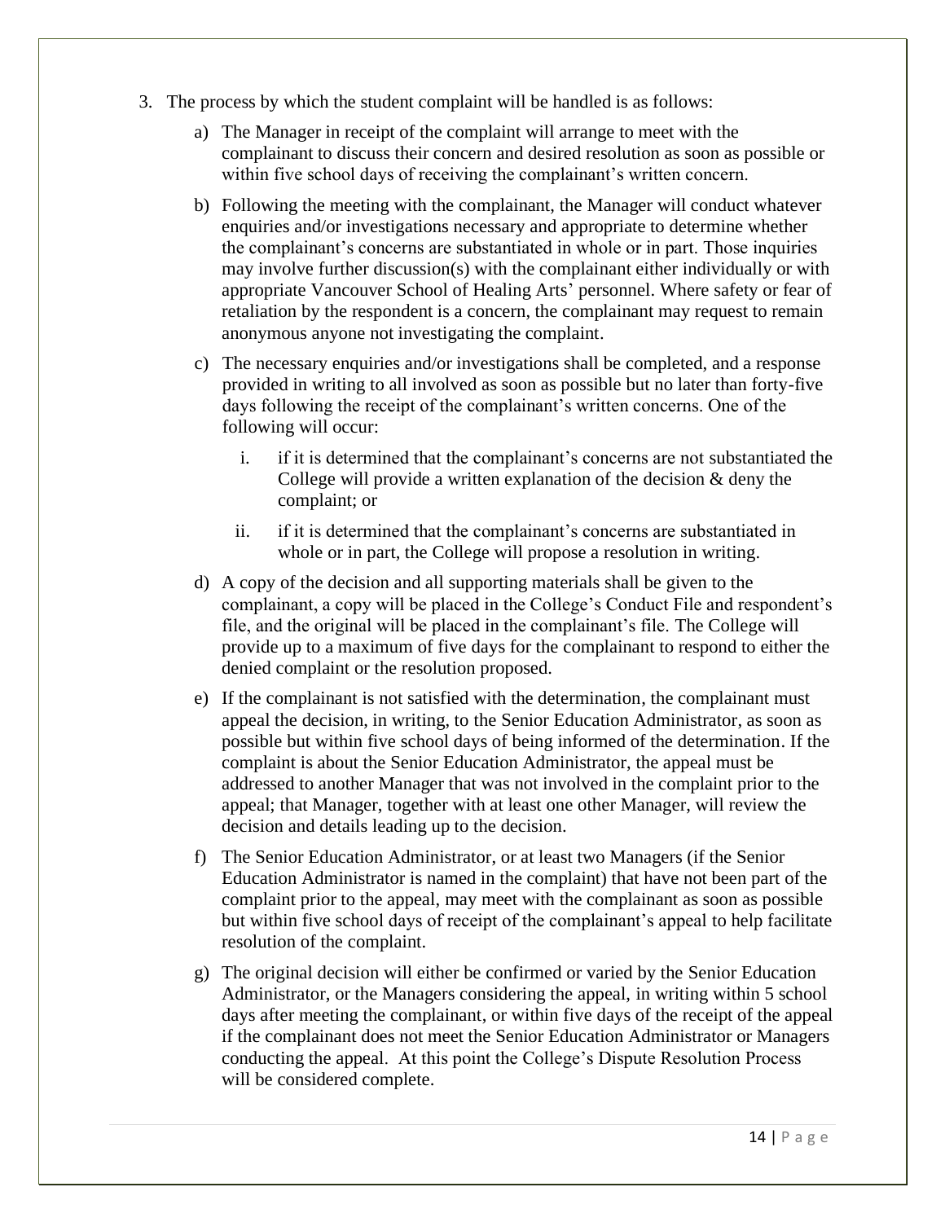3. The process by which the student complaint will be handled is as follows:

   a) The Manager in receipt of the complaint will arrange to meet with the complainant to discuss their concern and desired resolution as soon as possible or within five school days of receiving the complainant's written concern.

   b) Following the meeting with the complainant, the Manager will conduct whatever enquiries and/or investigations necessary and appropriate to determine whether the complainant's concerns are substantiated in whole or in part. Those inquiries may involve further discussion(s) with the complainant either individually or with appropriate Vancouver School of Healing Arts' personnel. Where safety or fear of retaliation by the respondent is a concern, the complainant may request to remain anonymous anyone not investigating the complaint.

   c) The necessary enquiries and/or investigations shall be completed, and a response provided in writing to all involved as soon as possible but no later than forty-five days following the receipt of the complainant's written concerns. One of the following will occur:

      i. if it is determined that the complainant's concerns are not substantiated the College will provide a written explanation of the decision & deny the complaint; or

      ii. if it is determined that the complainant's concerns are substantiated in whole or in part, the College will propose a resolution in writing.

   d) A copy of the decision and all supporting materials shall be given to the complainant, a copy will be placed in the College's Conduct File and respondent's file, and the original will be placed in the complainant's file. The College will provide up to a maximum of five days for the complainant to respond to either the denied complaint or the resolution proposed.

   e) If the complainant is not satisfied with the determination, the complainant must appeal the decision, in writing, to the Senior Education Administrator, as soon as possible but within five school days of being informed of the determination. If the complaint is about the Senior Education Administrator, the appeal must be addressed to another Manager that was not involved in the complaint prior to the appeal; that Manager, together with at least one other Manager, will review the decision and details leading up to the decision.

   f) The Senior Education Administrator, or at least two Managers (if the Senior Education Administrator is named in the complaint) that have not been part of the complaint prior to the appeal, may meet with the complainant as soon as possible but within five school days of receipt of the complainant's appeal to help facilitate resolution of the complaint.

   g) The original decision will either be confirmed or varied by the Senior Education Administrator, or the Managers considering the appeal, in writing within 5 school days after meeting the complainant, or within five days of the receipt of the appeal if the complainant does not meet the Senior Education Administrator or Managers conducting the appeal. At this point the College's Dispute Resolution Process will be considered complete.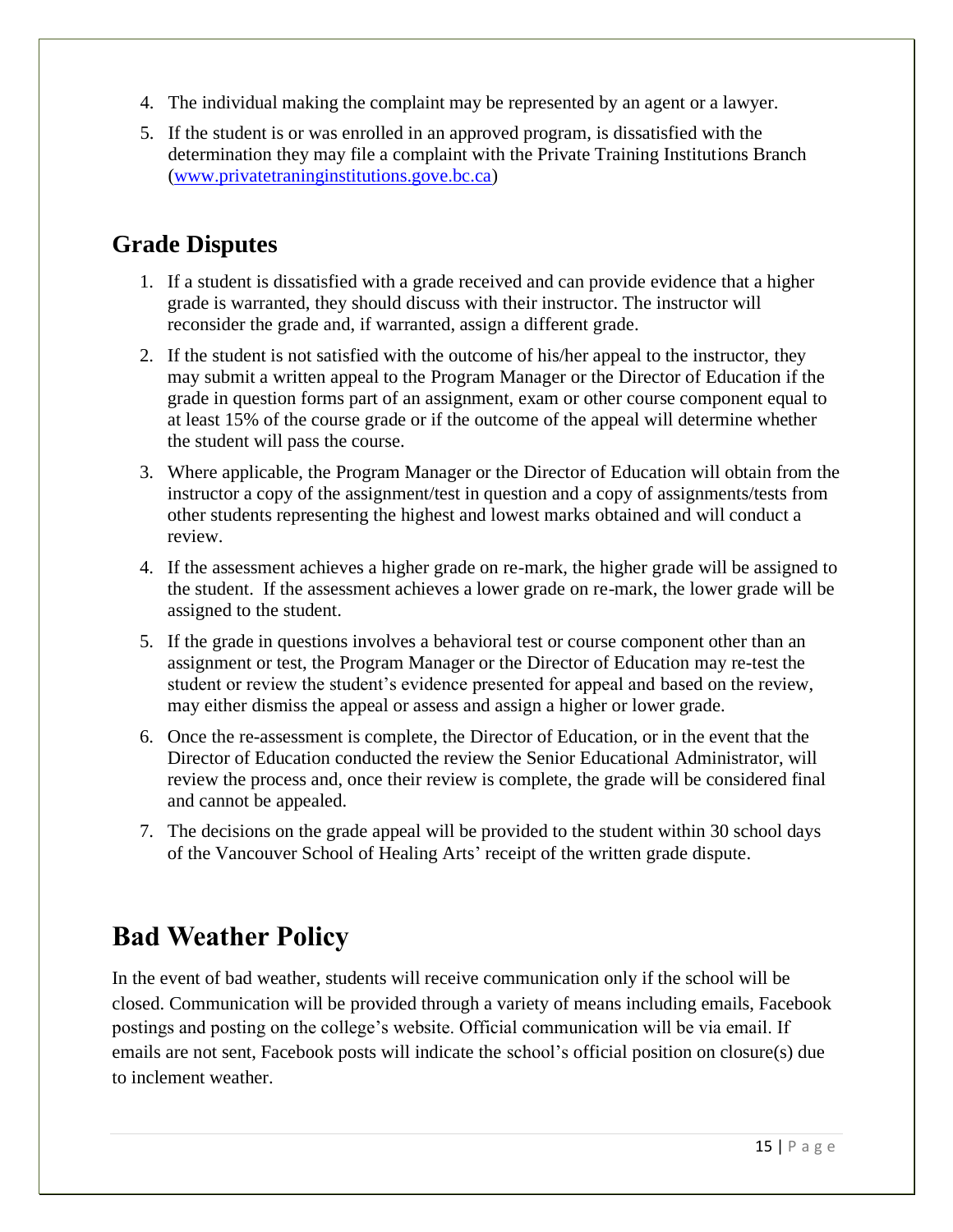4. The individual making the complaint may be represented by an agent or a lawyer.
5. If the student is or was enrolled in an approved program, is dissatisfied with the determination they may file a complaint with the Private Training Institutions Branch ([www.privatetraninginstitutions.gove.bc.ca](www.privatetraninginstitutions.gove.bc.ca))

## Grade Disputes

1. If a student is dissatisfied with a grade received and can provide evidence that a higher grade is warranted, they should discuss with their instructor. The instructor will reconsider the grade and, if warranted, assign a different grade.
2. If the student is not satisfied with the outcome of his/her appeal to the instructor, they may submit a written appeal to the Program Manager or the Director of Education if the grade in question forms part of an assignment, exam or other course component equal to at least 15% of the course grade or if the outcome of the appeal will determine whether the student will pass the course.
3. Where applicable, the Program Manager or the Director of Education will obtain from the instructor a copy of the assignment/test in question and a copy of assignments/tests from other students representing the highest and lowest marks obtained and will conduct a review.
4. If the assessment achieves a higher grade on re-mark, the higher grade will be assigned to the student. If the assessment achieves a lower grade on re-mark, the lower grade will be assigned to the student.
5. If the grade in questions involves a behavioral test or course component other than an assignment or test, the Program Manager or the Director of Education may re-test the student or review the student's evidence presented for appeal and based on the review, may either dismiss the appeal or assess and assign a higher or lower grade.
6. Once the re-assessment is complete, the Director of Education, or in the event that the Director of Education conducted the review the Senior Educational Administrator, will review the process and, once their review is complete, the grade will be considered final and cannot be appealed.
7. The decisions on the grade appeal will be provided to the student within 30 school days of the Vancouver School of Healing Arts' receipt of the written grade dispute.

# Bad Weather Policy

In the event of bad weather, students will receive communication only if the school will be closed. Communication will be provided through a variety of means including emails, Facebook postings and posting on the college's website. Official communication will be via email. If emails are not sent, Facebook posts will indicate the school's official position on closure(s) due to inclement weather.